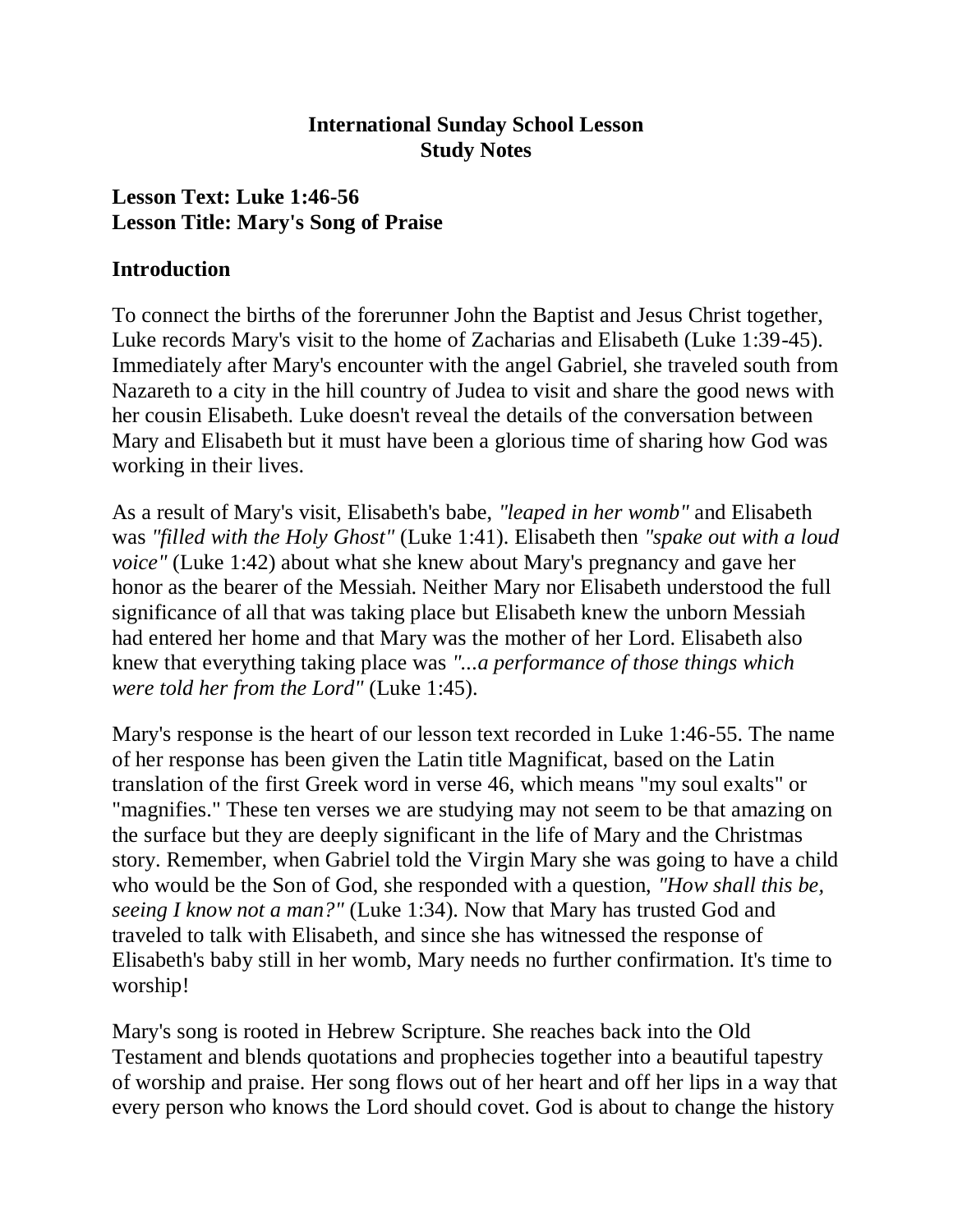**International Sunday School Lesson**
**Study Notes**

## Lesson Text: Luke 1:46-56
## Lesson Title: Mary's Song of Praise

### Introduction

To connect the births of the forerunner John the Baptist and Jesus Christ together, Luke records Mary's visit to the home of Zacharias and Elisabeth (Luke 1:39-45). Immediately after Mary's encounter with the angel Gabriel, she traveled south from Nazareth to a city in the hill country of Judea to visit and share the good news with her cousin Elisabeth. Luke doesn't reveal the details of the conversation between Mary and Elisabeth but it must have been a glorious time of sharing how God was working in their lives.

As a result of Mary's visit, Elisabeth's babe, *"leaped in her womb"* and Elisabeth was *"filled with the Holy Ghost"* (Luke 1:41). Elisabeth then *"spake out with a loud voice"* (Luke 1:42) about what she knew about Mary's pregnancy and gave her honor as the bearer of the Messiah. Neither Mary nor Elisabeth understood the full significance of all that was taking place but Elisabeth knew the unborn Messiah had entered her home and that Mary was the mother of her Lord. Elisabeth also knew that everything taking place was *"...a performance of those things which were told her from the Lord"* (Luke 1:45).

Mary's response is the heart of our lesson text recorded in Luke 1:46-55. The name of her response has been given the Latin title Magnificat, based on the Latin translation of the first Greek word in verse 46, which means "my soul exalts" or "magnifies." These ten verses we are studying may not seem to be that amazing on the surface but they are deeply significant in the life of Mary and the Christmas story. Remember, when Gabriel told the Virgin Mary she was going to have a child who would be the Son of God, she responded with a question, *"How shall this be, seeing I know not a man?"* (Luke 1:34). Now that Mary has trusted God and traveled to talk with Elisabeth, and since she has witnessed the response of Elisabeth's baby still in her womb, Mary needs no further confirmation. It's time to worship!

Mary's song is rooted in Hebrew Scripture. She reaches back into the Old Testament and blends quotations and prophecies together into a beautiful tapestry of worship and praise. Her song flows out of her heart and off her lips in a way that every person who knows the Lord should covet. God is about to change the history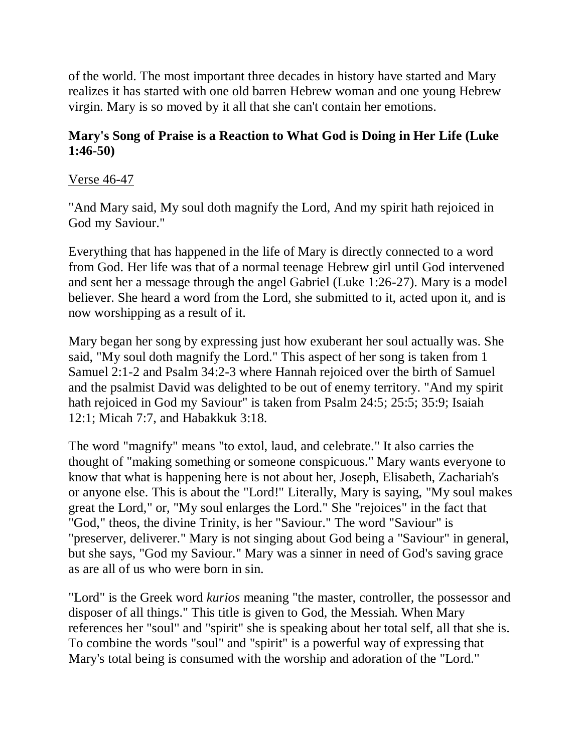of the world. The most important three decades in history have started and Mary realizes it has started with one old barren Hebrew woman and one young Hebrew virgin. Mary is so moved by it all that she can't contain her emotions.

**Mary's Song of Praise is a Reaction to What God is Doing in Her Life (Luke 1:46-50)**

<u>Verse 46-47</u>

"And Mary said, My soul doth magnify the Lord, And my spirit hath rejoiced in God my Saviour."

Everything that has happened in the life of Mary is directly connected to a word from God. Her life was that of a normal teenage Hebrew girl until God intervened and sent her a message through the angel Gabriel (Luke 1:26-27). Mary is a model believer. She heard a word from the Lord, she submitted to it, acted upon it, and is now worshipping as a result of it.

Mary began her song by expressing just how exuberant her soul actually was. She said, "My soul doth magnify the Lord." This aspect of her song is taken from 1 Samuel 2:1-2 and Psalm 34:2-3 where Hannah rejoiced over the birth of Samuel and the psalmist David was delighted to be out of enemy territory. "And my spirit hath rejoiced in God my Saviour" is taken from Psalm 24:5; 25:5; 35:9; Isaiah 12:1; Micah 7:7, and Habakkuk 3:18.

The word "magnify" means "to extol, laud, and celebrate." It also carries the thought of "making something or someone conspicuous." Mary wants everyone to know that what is happening here is not about her, Joseph, Elisabeth, Zachariah's or anyone else. This is about the "Lord!" Literally, Mary is saying, "My soul makes great the Lord," or, "My soul enlarges the Lord." She "rejoices" in the fact that "God," theos, the divine Trinity, is her "Saviour." The word "Saviour" is "preserver, deliverer." Mary is not singing about God being a "Saviour" in general, but she says, "God my Saviour." Mary was a sinner in need of God's saving grace as are all of us who were born in sin.

"Lord" is the Greek word *kurios* meaning "the master, controller, the possessor and disposer of all things." This title is given to God, the Messiah. When Mary references her "soul" and "spirit" she is speaking about her total self, all that she is. To combine the words "soul" and "spirit" is a powerful way of expressing that Mary's total being is consumed with the worship and adoration of the "Lord."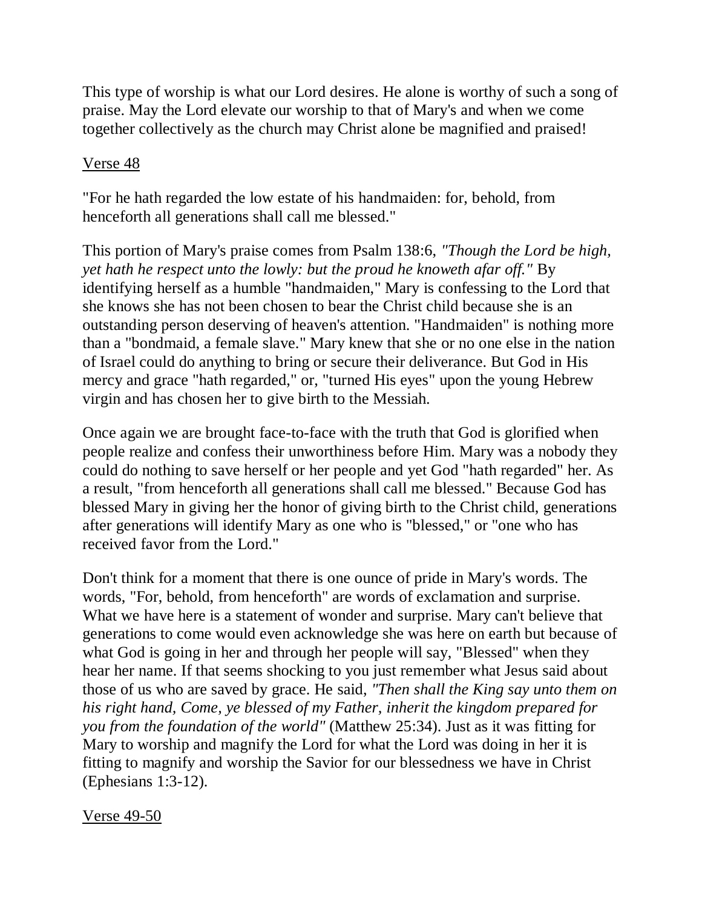This type of worship is what our Lord desires. He alone is worthy of such a song of praise. May the Lord elevate our worship to that of Mary's and when we come together collectively as the church may Christ alone be magnified and praised!

<u>Verse 48</u>

"For he hath regarded the low estate of his handmaiden: for, behold, from henceforth all generations shall call me blessed."

This portion of Mary's praise comes from Psalm 138:6, *"Though the Lord be high, yet hath he respect unto the lowly: but the proud he knoweth afar off."* By identifying herself as a humble "handmaiden," Mary is confessing to the Lord that she knows she has not been chosen to bear the Christ child because she is an outstanding person deserving of heaven's attention. "Handmaiden" is nothing more than a "bondmaid, a female slave." Mary knew that she or no one else in the nation of Israel could do anything to bring or secure their deliverance. But God in His mercy and grace "hath regarded," or, "turned His eyes" upon the young Hebrew virgin and has chosen her to give birth to the Messiah.

Once again we are brought face-to-face with the truth that God is glorified when people realize and confess their unworthiness before Him. Mary was a nobody they could do nothing to save herself or her people and yet God "hath regarded" her. As a result, "from henceforth all generations shall call me blessed." Because God has blessed Mary in giving her the honor of giving birth to the Christ child, generations after generations will identify Mary as one who is "blessed," or "one who has received favor from the Lord."

Don't think for a moment that there is one ounce of pride in Mary's words. The words, "For, behold, from henceforth" are words of exclamation and surprise. What we have here is a statement of wonder and surprise. Mary can't believe that generations to come would even acknowledge she was here on earth but because of what God is going in her and through her people will say, "Blessed" when they hear her name. If that seems shocking to you just remember what Jesus said about those of us who are saved by grace. He said, *"Then shall the King say unto them on his right hand, Come, ye blessed of my Father, inherit the kingdom prepared for you from the foundation of the world"* (Matthew 25:34). Just as it was fitting for Mary to worship and magnify the Lord for what the Lord was doing in her it is fitting to magnify and worship the Savior for our blessedness we have in Christ (Ephesians 1:3-12).

<u>Verse 49-50</u>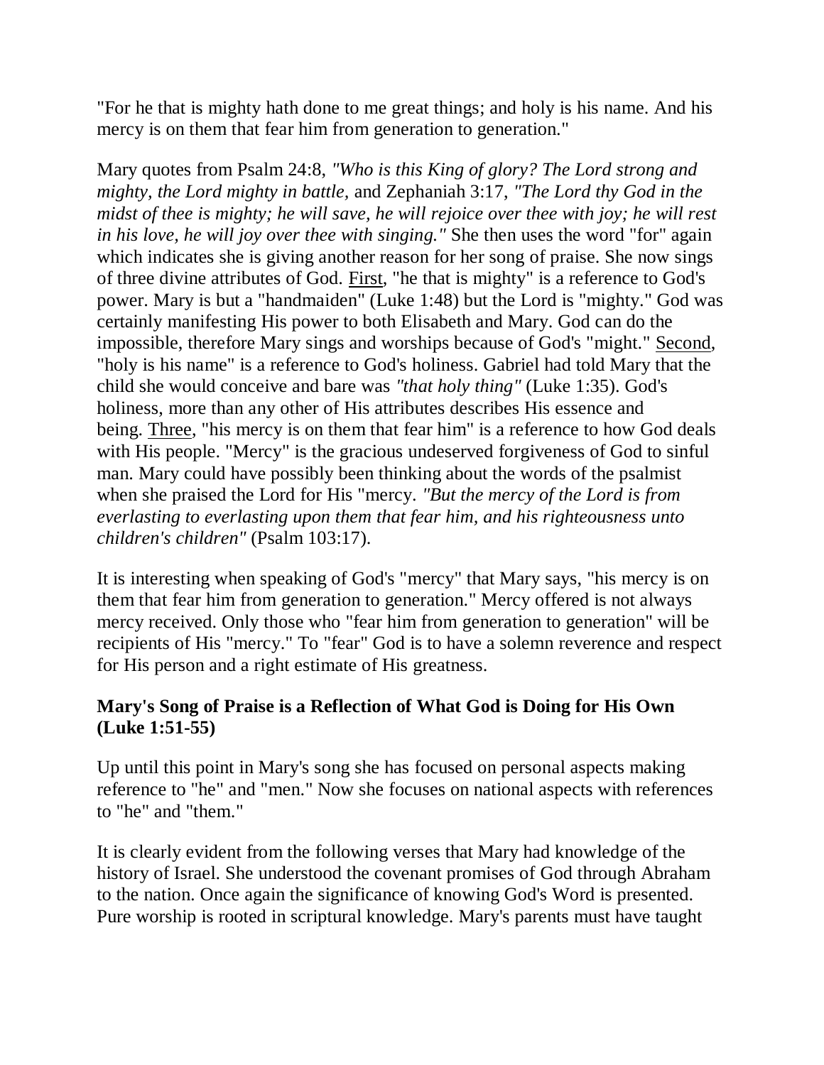"For he that is mighty hath done to me great things; and holy is his name. And his mercy is on them that fear him from generation to generation."

Mary quotes from Psalm 24:8, *"Who is this King of glory? The Lord strong and mighty, the Lord mighty in battle,* and Zephaniah 3:17, *"The Lord thy God in the midst of thee is mighty; he will save, he will rejoice over thee with joy; he will rest in his love, he will joy over thee with singing."* She then uses the word "for" again which indicates she is giving another reason for her song of praise. She now sings of three divine attributes of God. <u>First</u>, "he that is mighty" is a reference to God's power. Mary is but a "handmaiden" (Luke 1:48) but the Lord is "mighty." God was certainly manifesting His power to both Elisabeth and Mary. God can do the impossible, therefore Mary sings and worships because of God's "might." <u>Second</u>, "holy is his name" is a reference to God's holiness. Gabriel had told Mary that the child she would conceive and bare was *"that holy thing"* (Luke 1:35). God's holiness, more than any other of His attributes describes His essence and being. <u>Three</u>, "his mercy is on them that fear him" is a reference to how God deals with His people. "Mercy" is the gracious undeserved forgiveness of God to sinful man. Mary could have possibly been thinking about the words of the psalmist when she praised the Lord for His "mercy. *"But the mercy of the Lord is from everlasting to everlasting upon them that fear him, and his righteousness unto children's children"* (Psalm 103:17).

It is interesting when speaking of God's "mercy" that Mary says, "his mercy is on them that fear him from generation to generation." Mercy offered is not always mercy received. Only those who "fear him from generation to generation" will be recipients of His "mercy." To "fear" God is to have a solemn reverence and respect for His person and a right estimate of His greatness.

### Mary's Song of Praise is a Reflection of What God is Doing for His Own (Luke 1:51-55)

Up until this point in Mary's song she has focused on personal aspects making reference to "he" and "men." Now she focuses on national aspects with references to "he" and "them."

It is clearly evident from the following verses that Mary had knowledge of the history of Israel. She understood the covenant promises of God through Abraham to the nation. Once again the significance of knowing God's Word is presented. Pure worship is rooted in scriptural knowledge. Mary's parents must have taught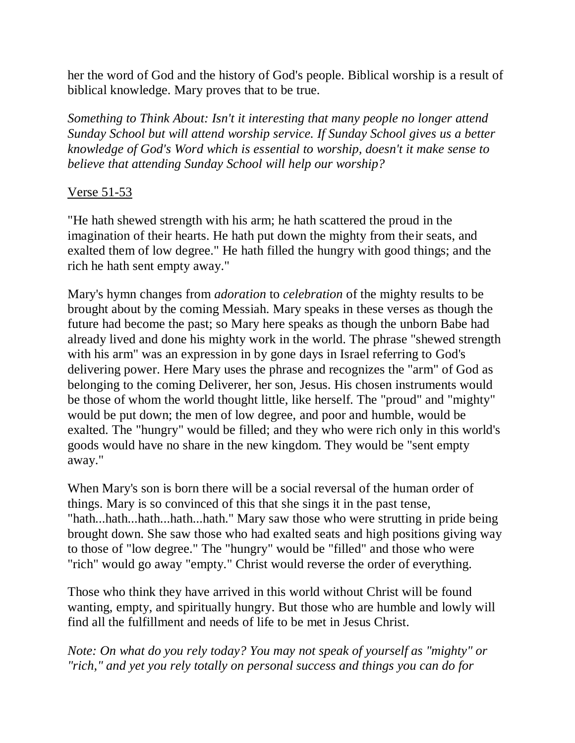her the word of God and the history of God's people. Biblical worship is a result of biblical knowledge. Mary proves that to be true.

*Something to Think About: Isn't it interesting that many people no longer attend Sunday School but will attend worship service. If Sunday School gives us a better knowledge of God's Word which is essential to worship, doesn't it make sense to believe that attending Sunday School will help our worship?*

<u>Verse 51-53</u>

"He hath shewed strength with his arm; he hath scattered the proud in the imagination of their hearts. He hath put down the mighty from their seats, and exalted them of low degree." He hath filled the hungry with good things; and the rich he hath sent empty away."

Mary's hymn changes from *adoration* to *celebration* of the mighty results to be brought about by the coming Messiah. Mary speaks in these verses as though the future had become the past; so Mary here speaks as though the unborn Babe had already lived and done his mighty work in the world. The phrase "shewed strength with his arm" was an expression in by gone days in Israel referring to God's delivering power. Here Mary uses the phrase and recognizes the "arm" of God as belonging to the coming Deliverer, her son, Jesus. His chosen instruments would be those of whom the world thought little, like herself. The "proud" and "mighty" would be put down; the men of low degree, and poor and humble, would be exalted. The "hungry" would be filled; and they who were rich only in this world's goods would have no share in the new kingdom. They would be "sent empty away."

When Mary's son is born there will be a social reversal of the human order of things. Mary is so convinced of this that she sings it in the past tense, "hath...hath...hath...hath...hath." Mary saw those who were strutting in pride being brought down. She saw those who had exalted seats and high positions giving way to those of "low degree." The "hungry" would be "filled" and those who were "rich" would go away "empty." Christ would reverse the order of everything.

Those who think they have arrived in this world without Christ will be found wanting, empty, and spiritually hungry. But those who are humble and lowly will find all the fulfillment and needs of life to be met in Jesus Christ.

*Note: On what do you rely today? You may not speak of yourself as "mighty" or "rich," and yet you rely totally on personal success and things you can do for*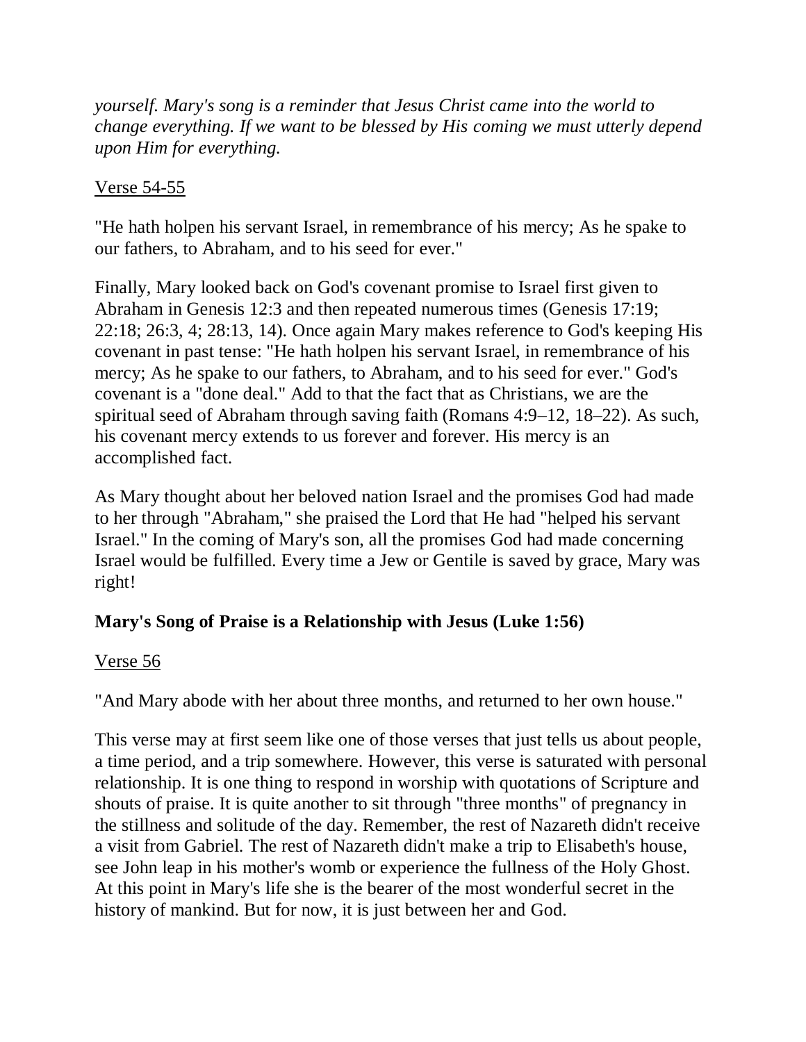*yourself. Mary's song is a reminder that Jesus Christ came into the world to change everything. If we want to be blessed by His coming we must utterly depend upon Him for everything.*

<u>Verse 54-55</u>

"He hath holpen his servant Israel, in remembrance of his mercy; As he spake to our fathers, to Abraham, and to his seed for ever."

Finally, Mary looked back on God's covenant promise to Israel first given to Abraham in Genesis 12:3 and then repeated numerous times (Genesis 17:19; 22:18; 26:3, 4; 28:13, 14). Once again Mary makes reference to God's keeping His covenant in past tense: "He hath holpen his servant Israel, in remembrance of his mercy; As he spake to our fathers, to Abraham, and to his seed for ever." God's covenant is a "done deal." Add to that the fact that as Christians, we are the spiritual seed of Abraham through saving faith (Romans 4:9–12, 18–22). As such, his covenant mercy extends to us forever and forever. His mercy is an accomplished fact.

As Mary thought about her beloved nation Israel and the promises God had made to her through "Abraham," she praised the Lord that He had "helped his servant Israel." In the coming of Mary's son, all the promises God had made concerning Israel would be fulfilled. Every time a Jew or Gentile is saved by grace, Mary was right!

**Mary's Song of Praise is a Relationship with Jesus (Luke 1:56)**

<u>Verse 56</u>

"And Mary abode with her about three months, and returned to her own house."

This verse may at first seem like one of those verses that just tells us about people, a time period, and a trip somewhere. However, this verse is saturated with personal relationship. It is one thing to respond in worship with quotations of Scripture and shouts of praise. It is quite another to sit through "three months" of pregnancy in the stillness and solitude of the day. Remember, the rest of Nazareth didn't receive a visit from Gabriel. The rest of Nazareth didn't make a trip to Elisabeth's house, see John leap in his mother's womb or experience the fullness of the Holy Ghost. At this point in Mary's life she is the bearer of the most wonderful secret in the history of mankind. But for now, it is just between her and God.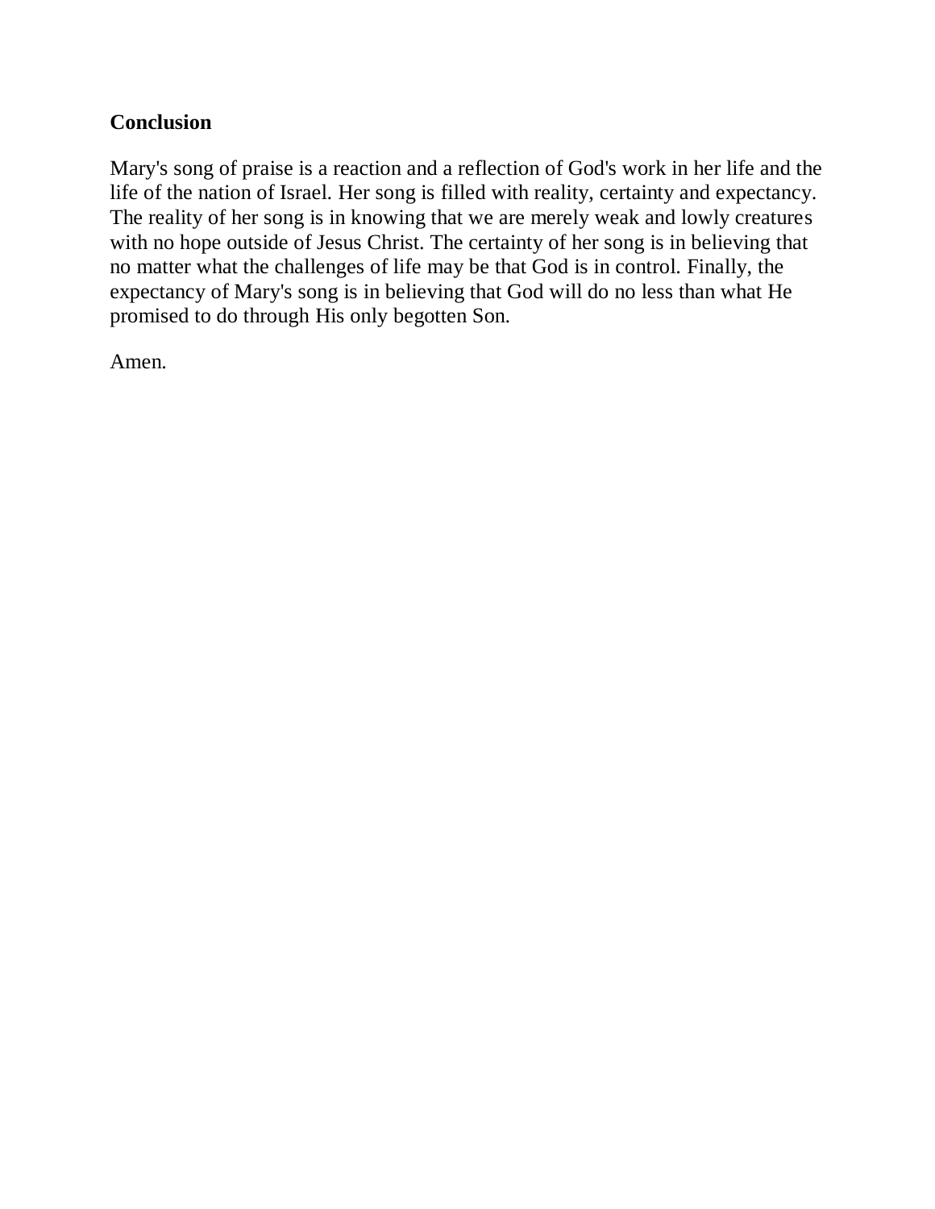**Conclusion**

Mary's song of praise is a reaction and a reflection of God's work in her life and the life of the nation of Israel. Her song is filled with reality, certainty and expectancy. The reality of her song is in knowing that we are merely weak and lowly creatures with no hope outside of Jesus Christ. The certainty of her song is in believing that no matter what the challenges of life may be that God is in control. Finally, the expectancy of Mary's song is in believing that God will do no less than what He promised to do through His only begotten Son.

Amen.